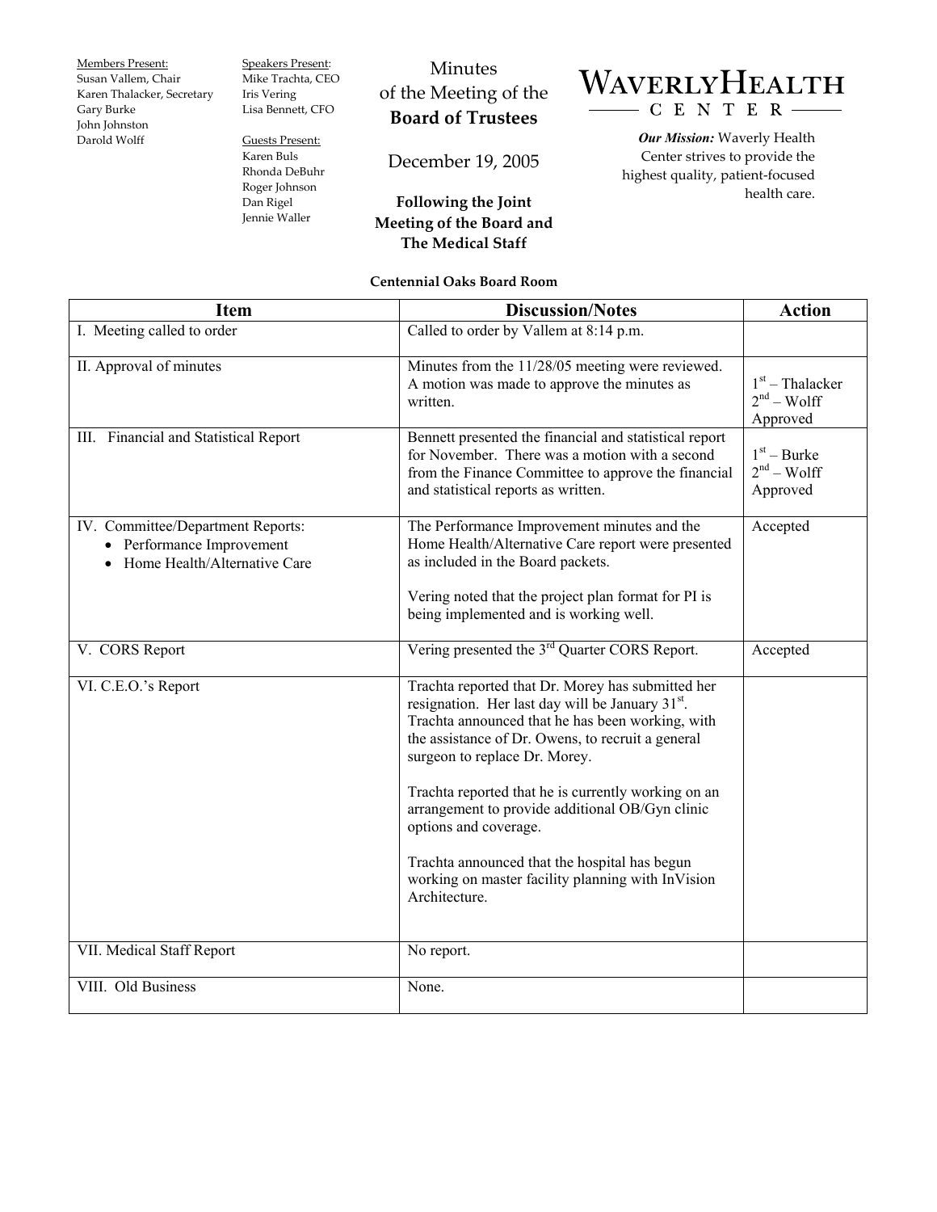Members Present:
Susan Vallem, Chair
Karen Thalacker, Secretary
Gary Burke
John Johnston
Darold Wolff

Speakers Present:
Mike Trachta, CEO
Iris Vering
Lisa Bennett, CFO

Guests Present:
Karen Buls
Rhonda DeBuhr
Roger Johnson
Dan Rigel
Jennie Waller

# Minutes of the Meeting of the **Board of Trustees**

December 19, 2005

**Following the Joint Meeting of the Board and The Medical Staff**

**WAVERLY HEALTH CENTER**

***Our Mission:*** Waverly Health Center strives to provide the highest quality, patient-focused health care.

**Centennial Oaks Board Room**

| Item | Discussion/Notes | Action |
|---|---|---|
| I. Meeting called to order | Called to order by Vallem at 8:14 p.m. | |
| II. Approval of minutes | Minutes from the 11/28/05 meeting were reviewed. A motion was made to approve the minutes as written. | 1st – Thalacker<br>2nd – Wolff<br>Approved |
| III. Financial and Statistical Report | Bennett presented the financial and statistical report for November. There was a motion with a second from the Finance Committee to approve the financial and statistical reports as written. | 1st – Burke<br>2nd – Wolff<br>Approved |
| IV. Committee/Department Reports:<br>• Performance Improvement<br>• Home Health/Alternative Care | The Performance Improvement minutes and the Home Health/Alternative Care report were presented as included in the Board packets.<br><br>Vering noted that the project plan format for PI is being implemented and is working well. | Accepted |
| V. CORS Report | Vering presented the 3rd Quarter CORS Report. | Accepted |
| VI. C.E.O.'s Report | Trachta reported that Dr. Morey has submitted her resignation. Her last day will be January 31st. Trachta announced that he has been working, with the assistance of Dr. Owens, to recruit a general surgeon to replace Dr. Morey.<br><br>Trachta reported that he is currently working on an arrangement to provide additional OB/Gyn clinic options and coverage.<br><br>Trachta announced that the hospital has begun working on master facility planning with InVision Architecture. | |
| VII. Medical Staff Report | No report. | |
| VIII. Old Business | None. | |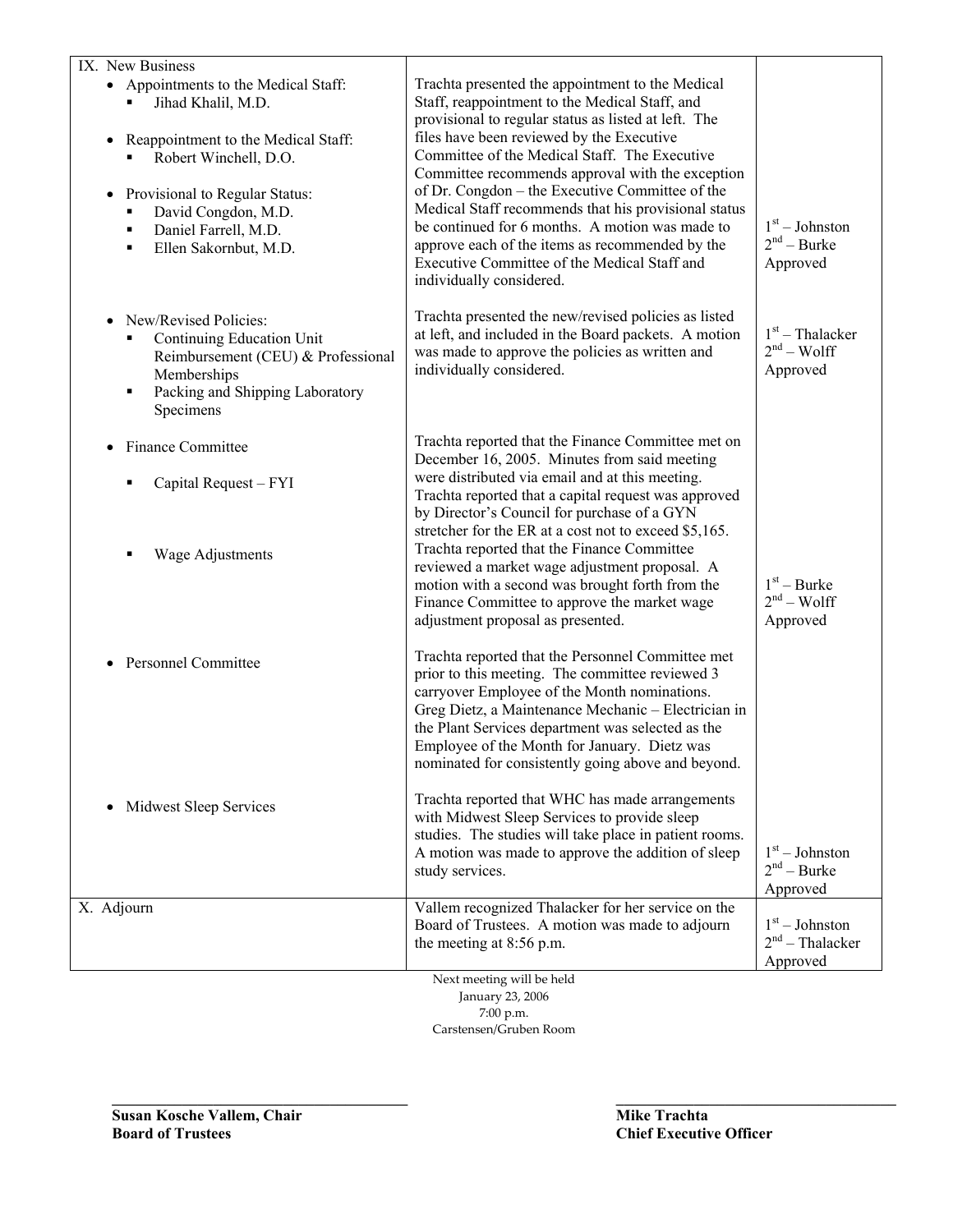| | | |
|---|---|---|
| IX. New Business<br>• Appointments to the Medical Staff:<br>▪ Jihad Khalil, M.D.<br><br>• Reappointment to the Medical Staff:<br>▪ Robert Winchell, D.O.<br><br>• Provisional to Regular Status:<br>▪ David Congdon, M.D.<br>▪ Daniel Farrell, M.D.<br>▪ Ellen Sakornbut, M.D. | Trachta presented the appointment to the Medical Staff, reappointment to the Medical Staff, and provisional to regular status as listed at left. The files have been reviewed by the Executive Committee of the Medical Staff. The Executive Committee recommends approval with the exception of Dr. Congdon – the Executive Committee of the Medical Staff recommends that his provisional status be continued for 6 months. A motion was made to approve each of the items as recommended by the Executive Committee of the Medical Staff and individually considered. | 1st – Johnston<br>2nd – Burke<br>Approved |
| • New/Revised Policies:<br>▪ Continuing Education Unit Reimbursement (CEU) & Professional Memberships<br>▪ Packing and Shipping Laboratory Specimens | Trachta presented the new/revised policies as listed at left, and included in the Board packets. A motion was made to approve the policies as written and individually considered. | 1st – Thalacker<br>2nd – Wolff<br>Approved |
| • Finance Committee<br><br>▪ Capital Request – FYI<br><br>▪ Wage Adjustments | Trachta reported that the Finance Committee met on December 16, 2005. Minutes from said meeting were distributed via email and at this meeting. Trachta reported that a capital request was approved by Director's Council for purchase of a GYN stretcher for the ER at a cost not to exceed $5,165. Trachta reported that the Finance Committee reviewed a market wage adjustment proposal. A motion with a second was brought forth from the Finance Committee to approve the market wage adjustment proposal as presented. | 1st – Burke<br>2nd – Wolff<br>Approved |
| • Personnel Committee | Trachta reported that the Personnel Committee met prior to this meeting. The committee reviewed 3 carryover Employee of the Month nominations. Greg Dietz, a Maintenance Mechanic – Electrician in the Plant Services department was selected as the Employee of the Month for January. Dietz was nominated for consistently going above and beyond. | |
| • Midwest Sleep Services | Trachta reported that WHC has made arrangements with Midwest Sleep Services to provide sleep studies. The studies will take place in patient rooms. A motion was made to approve the addition of sleep study services. | 1st – Johnston<br>2nd – Burke<br>Approved |
| X. Adjourn | Vallem recognized Thalacker for her service on the Board of Trustees. A motion was made to adjourn the meeting at 8:56 p.m. | 1st – Johnston<br>2nd – Thalacker<br>Approved |

Next meeting will be held
January 23, 2006
7:00 p.m.
Carstensen/Gruben Room

**Susan Kosche Vallem, Chair**
**Board of Trustees**

**Mike Trachta**
**Chief Executive Officer**